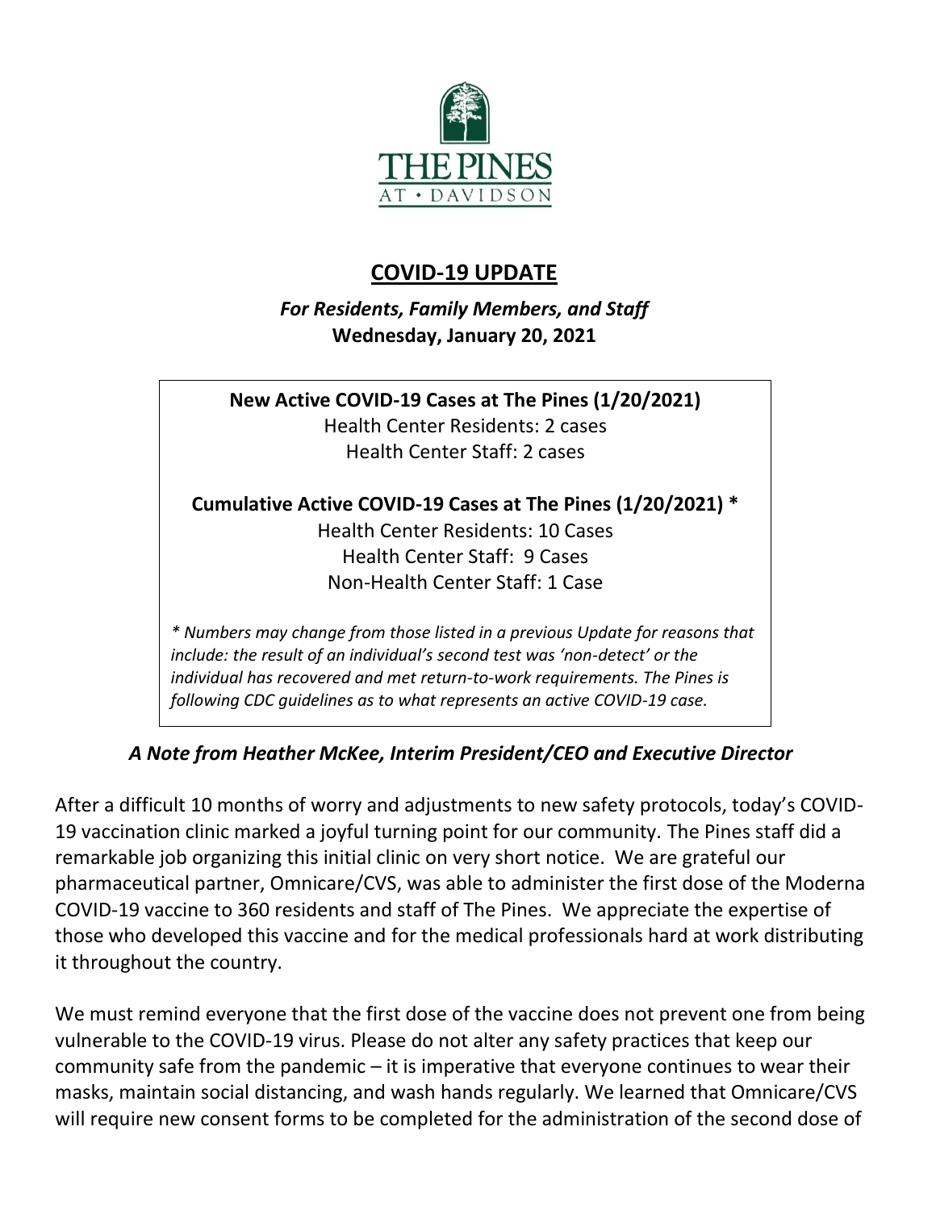THE PINES AT • DAVIDSON

# COVID-19 UPDATE

***For Residents, Family Members, and Staff***
**Wednesday, January 20, 2021**

**New Active COVID-19 Cases at The Pines (1/20/2021)**
Health Center Residents: 2 cases
Health Center Staff: 2 cases

**Cumulative Active COVID-19 Cases at The Pines (1/20/2021) ***
Health Center Residents: 10 Cases
Health Center Staff: 9 Cases
Non-Health Center Staff: 1 Case

*\* Numbers may change from those listed in a previous Update for reasons that include: the result of an individual's second test was 'non-detect' or the individual has recovered and met return-to-work requirements. The Pines is following CDC guidelines as to what represents an active COVID-19 case.*

### *A Note from Heather McKee, Interim President/CEO and Executive Director*

After a difficult 10 months of worry and adjustments to new safety protocols, today's COVID-19 vaccination clinic marked a joyful turning point for our community. The Pines staff did a remarkable job organizing this initial clinic on very short notice. We are grateful our pharmaceutical partner, Omnicare/CVS, was able to administer the first dose of the Moderna COVID-19 vaccine to 360 residents and staff of The Pines. We appreciate the expertise of those who developed this vaccine and for the medical professionals hard at work distributing it throughout the country.

We must remind everyone that the first dose of the vaccine does not prevent one from being vulnerable to the COVID-19 virus. Please do not alter any safety practices that keep our community safe from the pandemic – it is imperative that everyone continues to wear their masks, maintain social distancing, and wash hands regularly. We learned that Omnicare/CVS will require new consent forms to be completed for the administration of the second dose of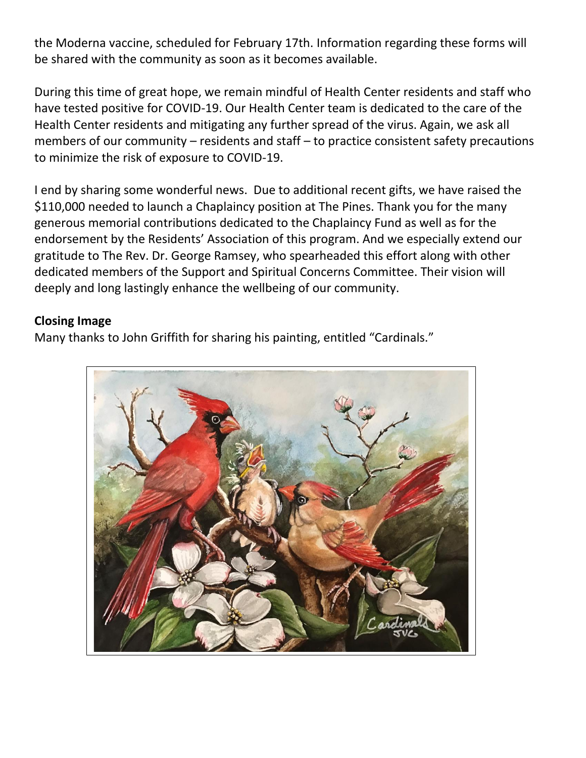the Moderna vaccine, scheduled for February 17th. Information regarding these forms will be shared with the community as soon as it becomes available.

During this time of great hope, we remain mindful of Health Center residents and staff who have tested positive for COVID-19. Our Health Center team is dedicated to the care of the Health Center residents and mitigating any further spread of the virus. Again, we ask all members of our community – residents and staff – to practice consistent safety precautions to minimize the risk of exposure to COVID-19.

I end by sharing some wonderful news. Due to additional recent gifts, we have raised the $110,000 needed to launch a Chaplaincy position at The Pines. Thank you for the many generous memorial contributions dedicated to the Chaplaincy Fund as well as for the endorsement by the Residents' Association of this program. And we especially extend our gratitude to The Rev. Dr. George Ramsey, who spearheaded this effort along with other dedicated members of the Support and Spiritual Concerns Committee. Their vision will deeply and long lastingly enhance the wellbeing of our community.

**Closing Image**

Many thanks to John Griffith for sharing his painting, entitled "Cardinals."